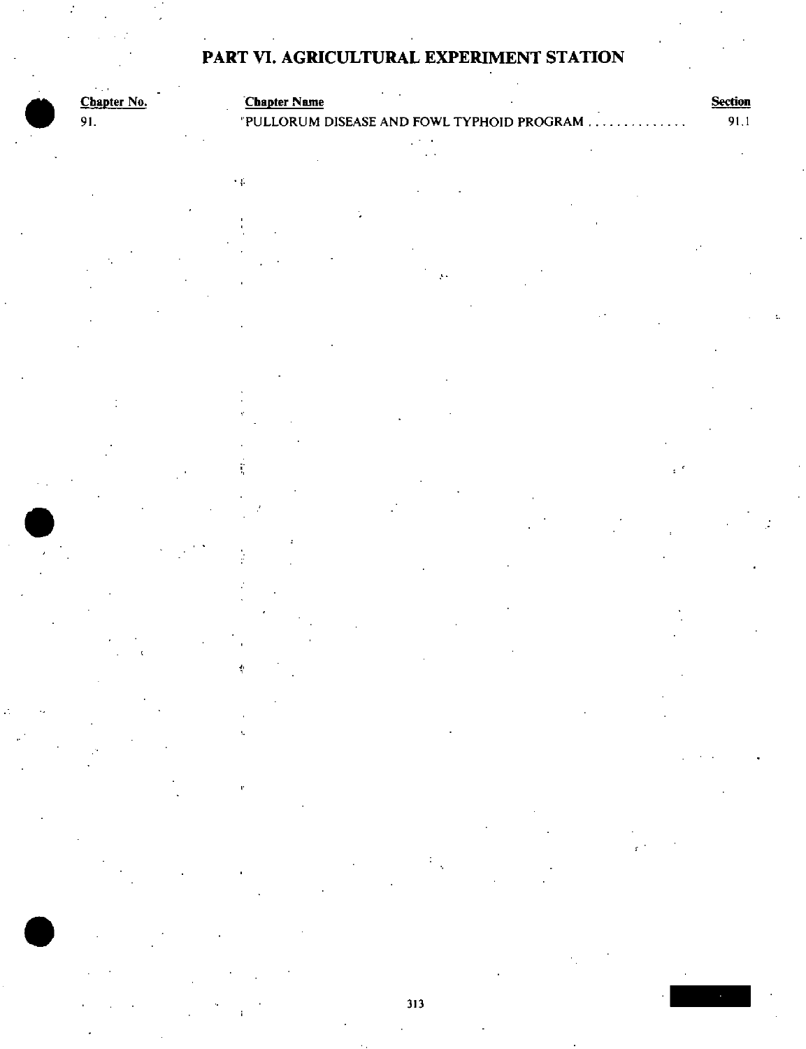# PART VI. AGRICULTURAL EXPERIMENT STATION

| Chapter No. | Chapter Name | Section |
| --- | --- | --- |
| 91. | PULLORUM DISEASE AND FOWL TYPHOID PROGRAM . . . . . . . . . . . . . . | 91.1 |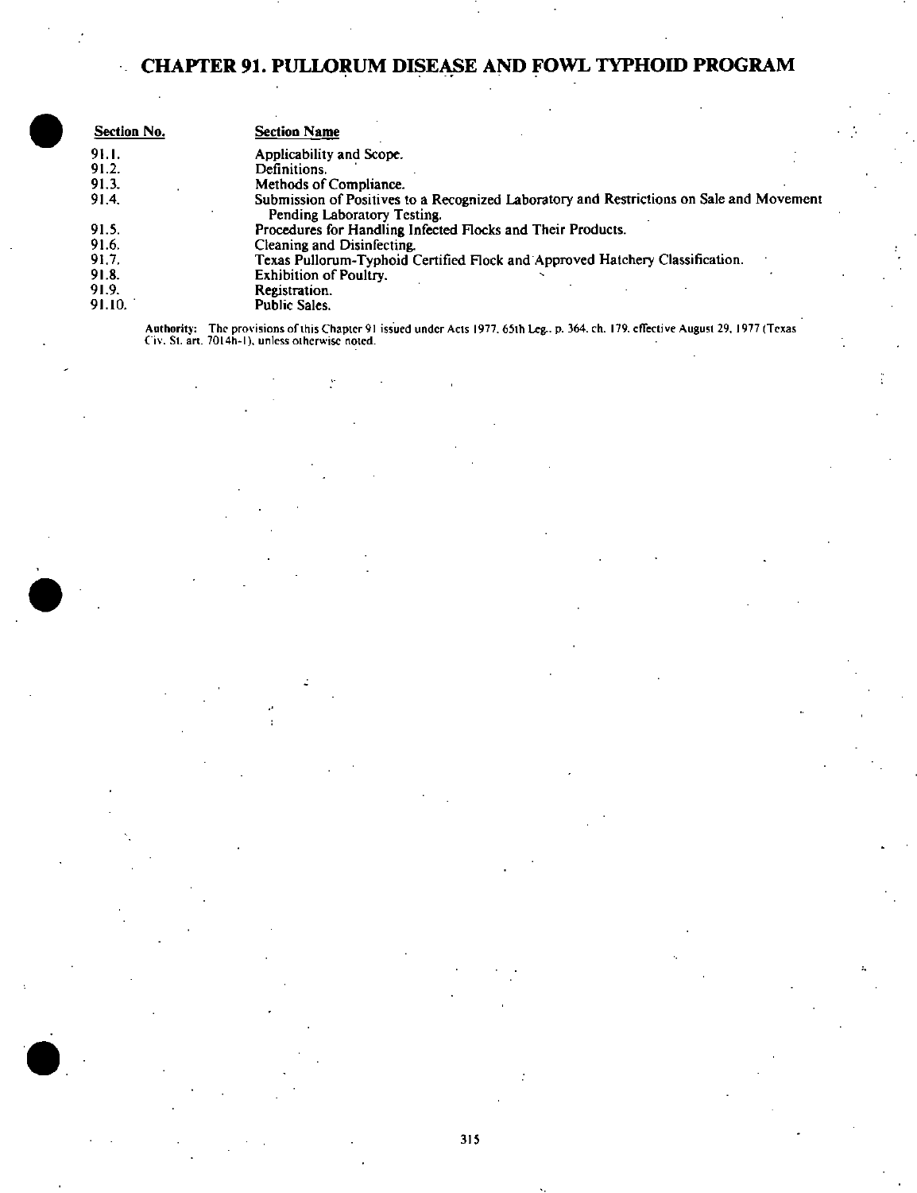# CHAPTER 91. PULLORUM DISEASE AND FOWL TYPHOID PROGRAM

| Section No. | Section Name |
|---|---|
| 91.1. | Applicability and Scope. |
| 91.2. | Definitions. |
| 91.3. | Methods of Compliance. |
| 91.4. | Submission of Positives to a Recognized Laboratory and Restrictions on Sale and Movement Pending Laboratory Testing. |
| 91.5. | Procedures for Handling Infected Flocks and Their Products. |
| 91.6. | Cleaning and Disinfecting. |
| 91.7. | Texas Pullorum-Typhoid Certified Flock and Approved Hatchery Classification. |
| 91.8. | Exhibition of Poultry. |
| 91.9. | Registration. |
| 91.10. | Public Sales. |

**Authority:** The provisions of this Chapter 91 issued under Acts 1977, 65th Leg., p. 364, ch. 179, effective August 29, 1977 (Texas Civ. St. art. 7014h-1), unless otherwise noted.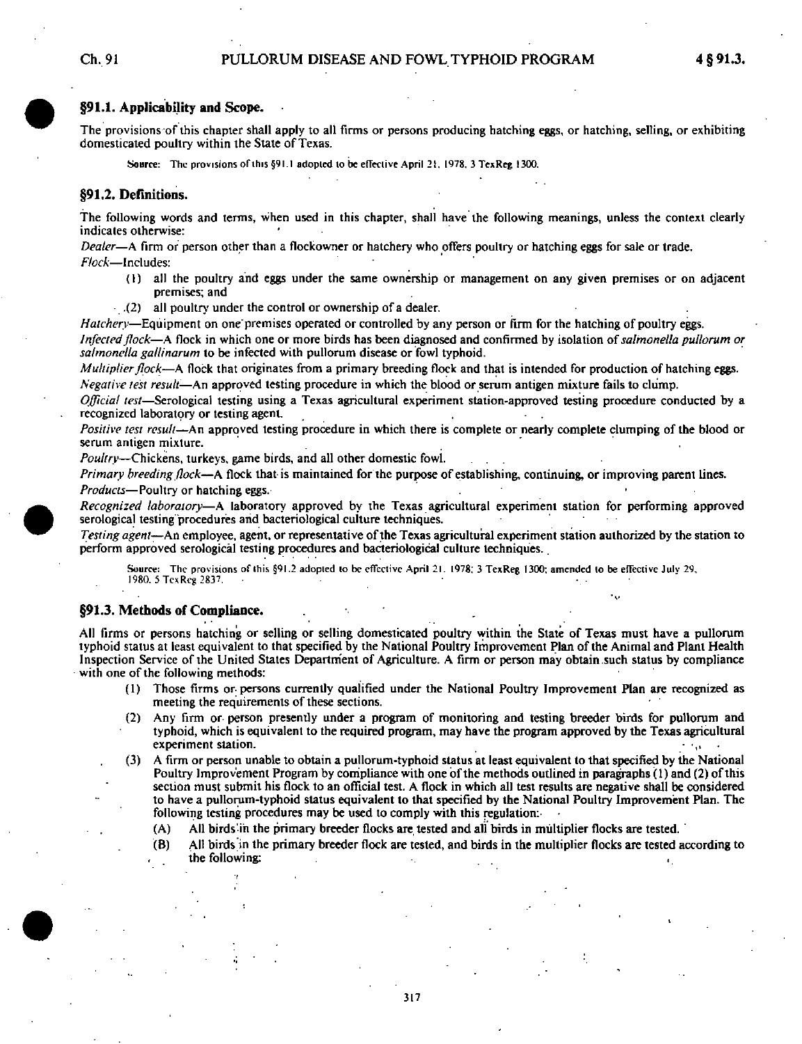## §91.1. Applicability and Scope.

The provisions of this chapter shall apply to all firms or persons producing hatching eggs, or hatching, selling, or exhibiting domesticated poultry within the State of Texas.

Source: The provisions of this §91.1 adopted to be effective April 21, 1978, 3 TexReg 1300.

## §91.2. Definitions.

The following words and terms, when used in this chapter, shall have the following meanings, unless the context clearly indicates otherwise:

*Dealer*—A firm or person other than a flockowner or hatchery who offers poultry or hatching eggs for sale or trade.

*Flock*—Includes:

(1) all the poultry and eggs under the same ownership or management on any given premises or on adjacent premises; and

(2) all poultry under the control or ownership of a dealer.

*Hatchery*—Equipment on one premises operated or controlled by any person or firm for the hatching of poultry eggs.

*Infected flock*—A flock in which one or more birds has been diagnosed and confirmed by isolation of *salmonella pullorum or salmonella gallinarum* to be infected with pullorum disease or fowl typhoid.

*Multiplier flock*—A flock that originates from a primary breeding flock and that is intended for production of hatching eggs.

*Negative test result*—An approved testing procedure in which the blood or serum antigen mixture fails to clump.

*Official test*—Serological testing using a Texas agricultural experiment station-approved testing procedure conducted by a recognized laboratory or testing agent.

*Positive test result*—An approved testing procedure in which there is complete or nearly complete clumping of the blood or serum antigen mixture.

*Poultry*—Chickens, turkeys, game birds, and all other domestic fowl.

*Primary breeding flock*—A flock that is maintained for the purpose of establishing, continuing, or improving parent lines.

*Products*—Poultry or hatching eggs.

*Recognized laboratory*—A laboratory approved by the Texas agricultural experiment station for performing approved serological testing procedures and bacteriological culture techniques.

*Testing agent*—An employee, agent, or representative of the Texas agricultural experiment station authorized by the station to perform approved serological testing procedures and bacteriological culture techniques.

Source: The provisions of this §91.2 adopted to be effective April 21, 1978; 3 TexReg 1300; amended to be effective July 29, 1980, 5 TexReg 2837.

## §91.3. Methods of Compliance.

All firms or persons hatching or selling or selling domesticated poultry within the State of Texas must have a pullorum typhoid status at least equivalent to that specified by the National Poultry Improvement Plan of the Animal and Plant Health Inspection Service of the United States Department of Agriculture. A firm or person may obtain such status by compliance with one of the following methods:

(1) Those firms or persons currently qualified under the National Poultry Improvement Plan are recognized as meeting the requirements of these sections.

(2) Any firm or person presently under a program of monitoring and testing breeder birds for pullorum and typhoid, which is equivalent to the required program, may have the program approved by the Texas agricultural experiment station.

(3) A firm or person unable to obtain a pullorum-typhoid status at least equivalent to that specified by the National Poultry Improvement Program by compliance with one of the methods outlined in paragraphs (1) and (2) of this section must submit his flock to an official test. A flock in which all test results are negative shall be considered to have a pullorum-typhoid status equivalent to that specified by the National Poultry Improvement Plan. The following testing procedures may be used to comply with this regulation:

(A) All birds in the primary breeder flocks are tested and all birds in multiplier flocks are tested.

(B) All birds in the primary breeder flock are tested, and birds in the multiplier flocks are tested according to the following: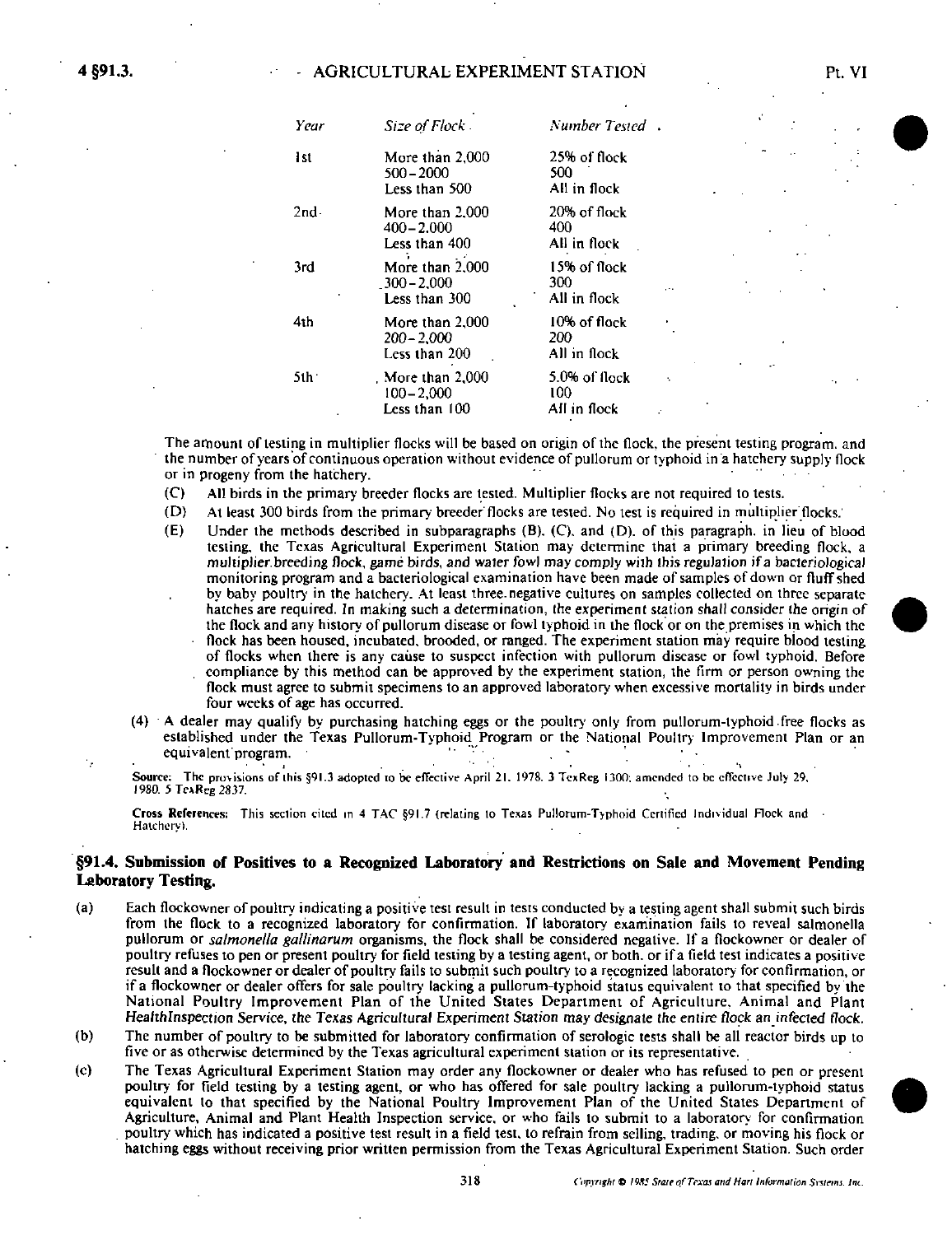| Year | Size of Flock | Number Tested |
|---|---|---|
| 1st | More than 2,000 | 25% of flock |
| | 500–2000 | 500 |
| | Less than 500 | All in flock |
| 2nd | More than 2,000 | 20% of flock |
| | 400–2,000 | 400 |
| | Less than 400 | All in flock |
| 3rd | More than 2,000 | 15% of flock |
| | 300–2,000 | 300 |
| | Less than 300 | All in flock |
| 4th | More than 2,000 | 10% of flock |
| | 200–2,000 | 200 |
| | Less than 200 | All in flock |
| 5th | More than 2,000 | 5.0% of flock |
| | 100–2,000 | 100 |
| | Less than 100 | All in flock |

The amount of testing in multiplier flocks will be based on origin of the flock, the present testing program, and the number of years of continuous operation without evidence of pullorum or typhoid in a hatchery supply flock or in progeny from the hatchery.

(C) All birds in the primary breeder flocks are tested. Multiplier flocks are not required to tests.

(D) At least 300 birds from the primary breeder flocks are tested. No test is required in multiplier flocks.

(E) Under the methods described in subparagraphs (B), (C), and (D), of this paragraph, in lieu of blood testing, the Texas Agricultural Experiment Station may determine that a primary breeding flock, a multiplier breeding flock, game birds, and water fowl may comply with this regulation if a bacteriological monitoring program and a bacteriological examination have been made of samples of down or fluff shed by baby poultry in the hatchery. At least three negative cultures on samples collected on three separate hatches are required. In making such a determination, the experiment station shall consider the origin of the flock and any history of pullorum disease or fowl typhoid in the flock or on the premises in which the flock has been housed, incubated, brooded, or ranged. The experiment station may require blood testing of flocks when there is any cause to suspect infection with pullorum disease or fowl typhoid. Before compliance by this method can be approved by the experiment station, the firm or person owning the flock must agree to submit specimens to an approved laboratory when excessive mortality in birds under four weeks of age has occurred.

(4) A dealer may qualify by purchasing hatching eggs or the poultry only from pullorum-typhoid free flocks as established under the Texas Pullorum-Typhoid Program or the National Poultry Improvement Plan or an equivalent program.

**Source:** The provisions of this §91.3 adopted to be effective April 21, 1978, 3 TexReg 1300; amended to be effective July 29, 1980, 5 TexReg 2837.

**Cross References:** This section cited in 4 TAC §91.7 (relating to Texas Pullorum-Typhoid Certified Individual Flock and Hatchery).

## §91.4. Submission of Positives to a Recognized Laboratory and Restrictions on Sale and Movement Pending Laboratory Testing.

(a) Each flockowner of poultry indicating a positive test result in tests conducted by a testing agent shall submit such birds from the flock to a recognized laboratory for confirmation. If laboratory examination fails to reveal salmonella pullorum or *salmonella gallinarum* organisms, the flock shall be considered negative. If a flockowner or dealer of poultry refuses to pen or present poultry for field testing by a testing agent, or both, or if a field test indicates a positive result and a flockowner or dealer of poultry fails to submit such poultry to a recognized laboratory for confirmation, or if a flockowner or dealer offers for sale poultry lacking a pullorum-typhoid status equivalent to that specified by the National Poultry Improvement Plan of the United States Department of Agriculture, Animal and Plant HealthInspection Service, the Texas Agricultural Experiment Station may designate the entire flock an infected flock.

(b) The number of poultry to be submitted for laboratory confirmation of serologic tests shall be all reactor birds up to five or as otherwise determined by the Texas agricultural experiment station or its representative.

(c) The Texas Agricultural Experiment Station may order any flockowner or dealer who has refused to pen or present poultry for field testing by a testing agent, or who has offered for sale poultry lacking a pullorum-typhoid status equivalent to that specified by the National Poultry Improvement Plan of the United States Department of Agriculture, Animal and Plant Health Inspection service, or who fails to submit to a laboratory for confirmation poultry which has indicated a positive test result in a field test, to refrain from selling, trading, or moving his flock or hatching eggs without receiving prior written permission from the Texas Agricultural Experiment Station. Such order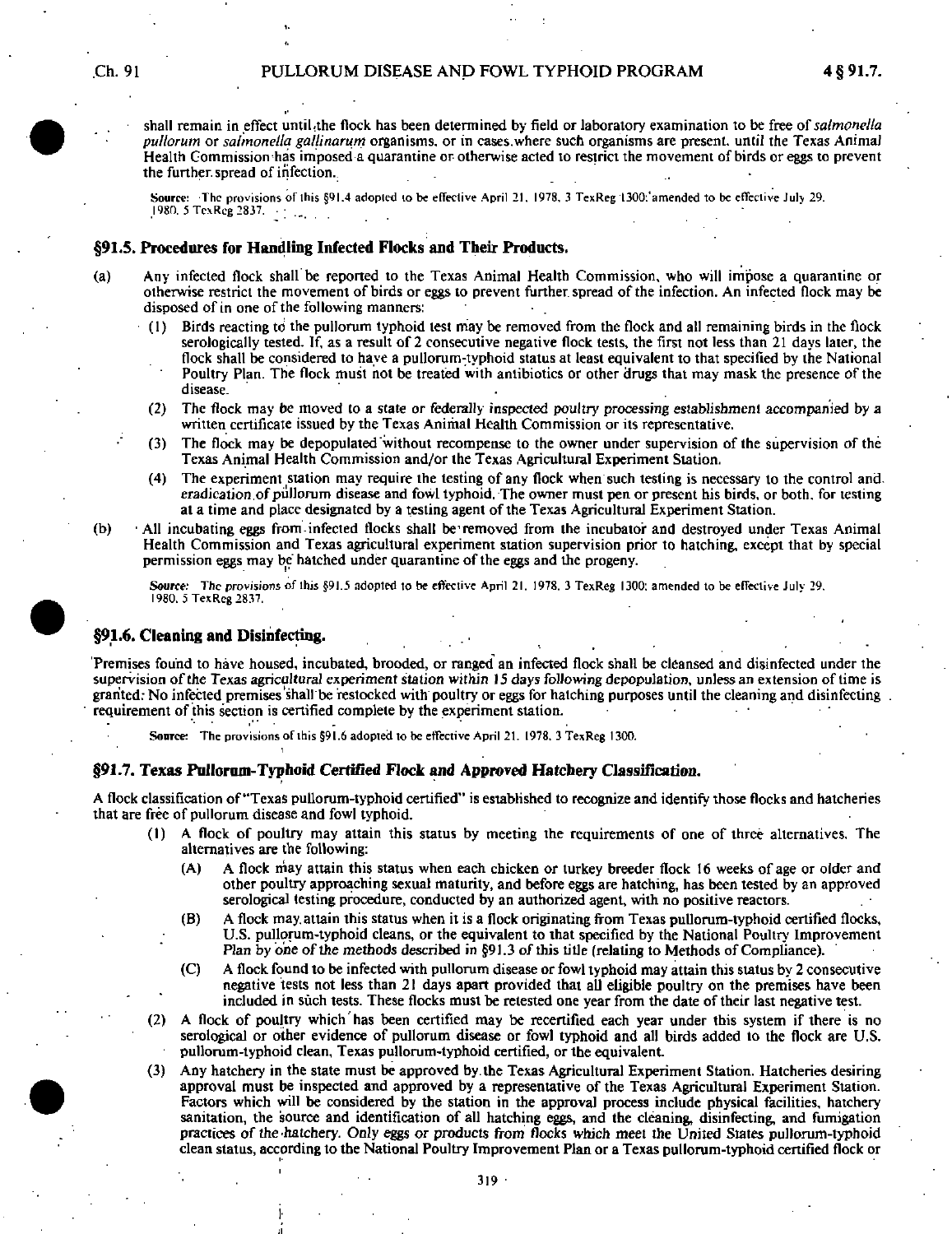shall remain in effect until the flock has been determined by field or laboratory examination to be free of *salmonella pullorum* or *salmonella gallinarum* organisms, or in cases where such organisms are present, until the Texas Animal Health Commission has imposed a quarantine or otherwise acted to restrict the movement of birds or eggs to prevent the further spread of infection.

Source: The provisions of this §91.4 adopted to be effective April 21, 1978, 3 TexReg 1300; amended to be effective July 29, 1980, 5 TexReg 2837.

## §91.5. Procedures for Handling Infected Flocks and Their Products.

(a) Any infected flock shall be reported to the Texas Animal Health Commission, who will impose a quarantine or otherwise restrict the movement of birds or eggs to prevent further spread of the infection. An infected flock may be disposed of in one of the following manners:

(1) Birds reacting to the pullorum typhoid test may be removed from the flock and all remaining birds in the flock serologically tested. If, as a result of 2 consecutive negative flock tests, the first not less than 21 days later, the flock shall be considered to have a pullorum-typhoid status at least equivalent to that specified by the National Poultry Plan. The flock must not be treated with antibiotics or other drugs that may mask the presence of the disease.

(2) The flock may be moved to a state or federally inspected poultry processing establishment accompanied by a written certificate issued by the Texas Animal Health Commission or its representative.

(3) The flock may be depopulated without recompense to the owner under supervision of the supervision of the Texas Animal Health Commission and/or the Texas Agricultural Experiment Station.

(4) The experiment station may require the testing of any flock when such testing is necessary to the control and eradication of pullorum disease and fowl typhoid. The owner must pen or present his birds, or both, for testing at a time and place designated by a testing agent of the Texas Agricultural Experiment Station.

(b) All incubating eggs from infected flocks shall be removed from the incubator and destroyed under Texas Animal Health Commission and Texas agricultural experiment station supervision prior to hatching, except that by special permission eggs may be hatched under quarantine of the eggs and the progeny.

Source: The provisions of this §91.5 adopted to be effective April 21, 1978, 3 TexReg 1300; amended to be effective July 29, 1980, 5 TexReg 2837.

## §91.6. Cleaning and Disinfecting.

Premises found to have housed, incubated, brooded, or ranged an infected flock shall be cleansed and disinfected under the supervision of the Texas agricultural experiment station within 15 days following depopulation, unless an extension of time is granted. No infected premises shall be restocked with poultry or eggs for hatching purposes until the cleaning and disinfecting requirement of this section is certified complete by the experiment station.

Source: The provisions of this §91.6 adopted to be effective April 21, 1978, 3 TexReg 1300.

## §91.7. Texas Pullorum-Typhoid Certified Flock and Approved Hatchery Classification.

A flock classification of "Texas pullorum-typhoid certified" is established to recognize and identify those flocks and hatcheries that are free of pullorum disease and fowl typhoid.

(1) A flock of poultry may attain this status by meeting the requirements of one of three alternatives. The alternatives are the following:

(A) A flock may attain this status when each chicken or turkey breeder flock 16 weeks of age or older and other poultry approaching sexual maturity, and before eggs are hatching, has been tested by an approved serological testing procedure, conducted by an authorized agent, with no positive reactors.

(B) A flock may attain this status when it is a flock originating from Texas pullorum-typhoid certified flocks, U.S. pullorum-typhoid cleans, or the equivalent to that specified by the National Poultry Improvement Plan by one of the methods described in §91.3 of this title (relating to Methods of Compliance).

(C) A flock found to be infected with pullorum disease or fowl typhoid may attain this status by 2 consecutive negative tests not less than 21 days apart provided that all eligible poultry on the premises have been included in such tests. These flocks must be retested one year from the date of their last negative test.

(2) A flock of poultry which has been certified may be recertified each year under this system if there is no serological or other evidence of pullorum disease or fowl typhoid and all birds added to the flock are U.S. pullorum-typhoid clean, Texas pullorum-typhoid certified, or the equivalent.

(3) Any hatchery in the state must be approved by the Texas Agricultural Experiment Station. Hatcheries desiring approval must be inspected and approved by a representative of the Texas Agricultural Experiment Station. Factors which will be considered by the station in the approval process include physical facilities, hatchery sanitation, the source and identification of all hatching eggs, and the cleaning, disinfecting, and fumigation practices of the hatchery. Only eggs or products from flocks which meet the United States pullorum-typhoid clean status, according to the National Poultry Improvement Plan or a Texas pullorum-typhoid certified flock or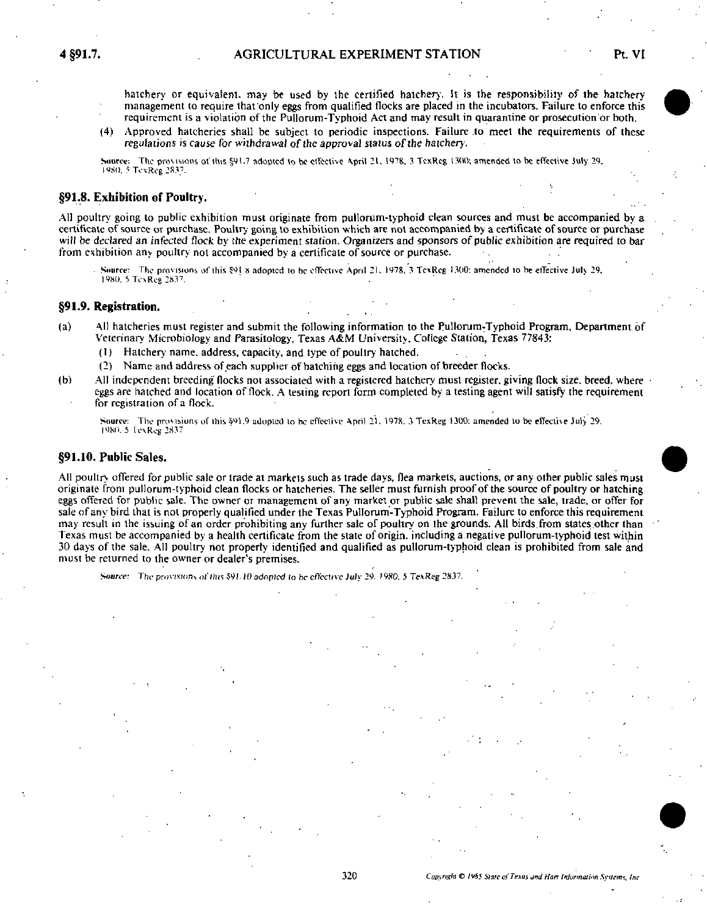hatchery or equivalent, may be used by the certified hatchery. It is the responsibility of the hatchery management to require that only eggs from qualified flocks are placed in the incubators. Failure to enforce this requirement is a violation of the Pullorum-Typhoid Act and may result in quarantine or prosecution or both.

(4) Approved hatcheries shall be subject to periodic inspections. Failure to meet the requirements of these regulations is cause for withdrawal of the approval status of the hatchery.

Source: The provisions of this §91.7 adopted to be effective April 21, 1978, 3 TexReg 1300; amended to be effective July 29, 1980, 5 TexReg 2837.

## §91.8. Exhibition of Poultry.

All poultry going to public exhibition must originate from pullorum-typhoid clean sources and must be accompanied by a certificate of source or purchase. Poultry going to exhibition which are not accompanied by a certificate of source or purchase will be declared an infected flock by the experiment station. Organizers and sponsors of public exhibition are required to bar from exhibition any poultry not accompanied by a certificate of source or purchase.

Source: The provisions of this §91.8 adopted to be effective April 21, 1978, 3 TexReg 1300; amended to be effective July 29, 1980, 5 TexReg 2837.

## §91.9. Registration.

(a) All hatcheries must register and submit the following information to the Pullorum-Typhoid Program, Department of Veterinary Microbiology and Parasitology, Texas A&M University, College Station, Texas 77843:

(1) Hatchery name, address, capacity, and type of poultry hatched.

(2) Name and address of each supplier of hatching eggs and location of breeder flocks.

(b) All independent breeding flocks not associated with a registered hatchery must register, giving flock size, breed, where eggs are hatched and location of flock. A testing report form completed by a testing agent will satisfy the requirement for registration of a flock.

Source: The provisions of this §91.9 adopted to be effective April 21, 1978, 3 TexReg 1300; amended to be effective July 29, 1980, 5 TexReg 2837.

## §91.10. Public Sales.

All poultry offered for public sale or trade at markets such as trade days, flea markets, auctions, or any other public sales must originate from pullorum-typhoid clean flocks or hatcheries. The seller must furnish proof of the source of poultry or hatching eggs offered for public sale. The owner or management of any market or public sale shall prevent the sale, trade, or offer for sale of any bird that is not properly qualified under the Texas Pullorum-Typhoid Program. Failure to enforce this requirement may result in the issuing of an order prohibiting any further sale of poultry on the grounds. All birds from states other than Texas must be accompanied by a health certificate from the state of origin, including a negative pullorum-typhoid test within 30 days of the sale. All poultry not properly identified and qualified as pullorum-typhoid clean is prohibited from sale and must be returned to the owner or dealer's premises.

*Source: The provisions of this §91.10 adopted to be effective July 29, 1980, 5 TexReg 2837.*